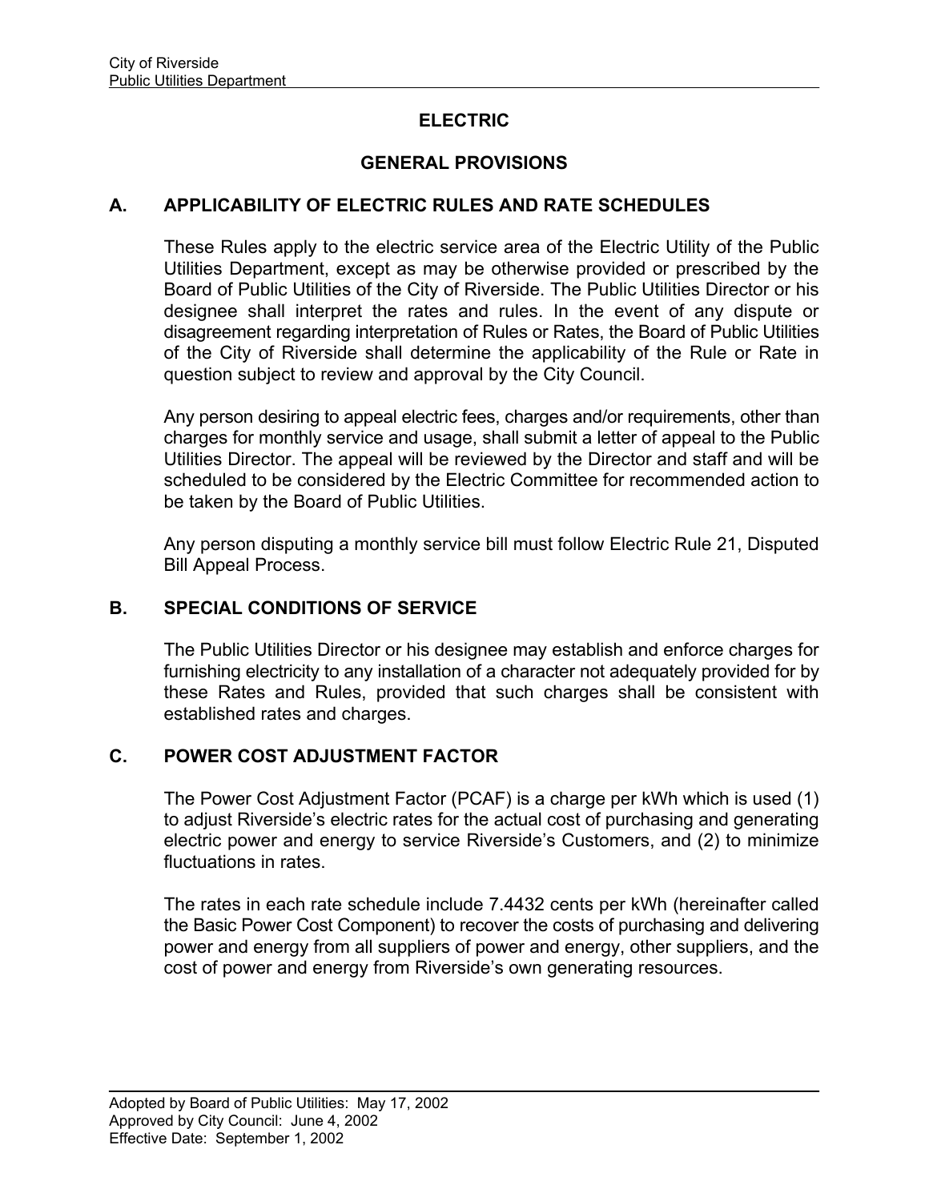# ELECTRIC

## GENERAL PROVISIONS

### A. APPLICABILITY OF ELECTRIC RULES AND RATE SCHEDULES

These Rules apply to the electric service area of the Electric Utility of the Public Utilities Department, except as may be otherwise provided or prescribed by the Board of Public Utilities of the City of Riverside. The Public Utilities Director or his designee shall interpret the rates and rules. In the event of any dispute or disagreement regarding interpretation of Rules or Rates, the Board of Public Utilities of the City of Riverside shall determine the applicability of the Rule or Rate in question subject to review and approval by the City Council.

Any person desiring to appeal electric fees, charges and/or requirements, other than charges for monthly service and usage, shall submit a letter of appeal to the Public Utilities Director. The appeal will be reviewed by the Director and staff and will be scheduled to be considered by the Electric Committee for recommended action to be taken by the Board of Public Utilities.

Any person disputing a monthly service bill must follow Electric Rule 21, Disputed Bill Appeal Process.

### B. SPECIAL CONDITIONS OF SERVICE

The Public Utilities Director or his designee may establish and enforce charges for furnishing electricity to any installation of a character not adequately provided for by these Rates and Rules, provided that such charges shall be consistent with established rates and charges.

### C. POWER COST ADJUSTMENT FACTOR

The Power Cost Adjustment Factor (PCAF) is a charge per kWh which is used (1) to adjust Riverside's electric rates for the actual cost of purchasing and generating electric power and energy to service Riverside's Customers, and (2) to minimize fluctuations in rates.

The rates in each rate schedule include 7.4432 cents per kWh (hereinafter called the Basic Power Cost Component) to recover the costs of purchasing and delivering power and energy from all suppliers of power and energy, other suppliers, and the cost of power and energy from Riverside's own generating resources.

Adopted by Board of Public Utilities: May 17, 2002
Approved by City Council: June 4, 2002
Effective Date: September 1, 2002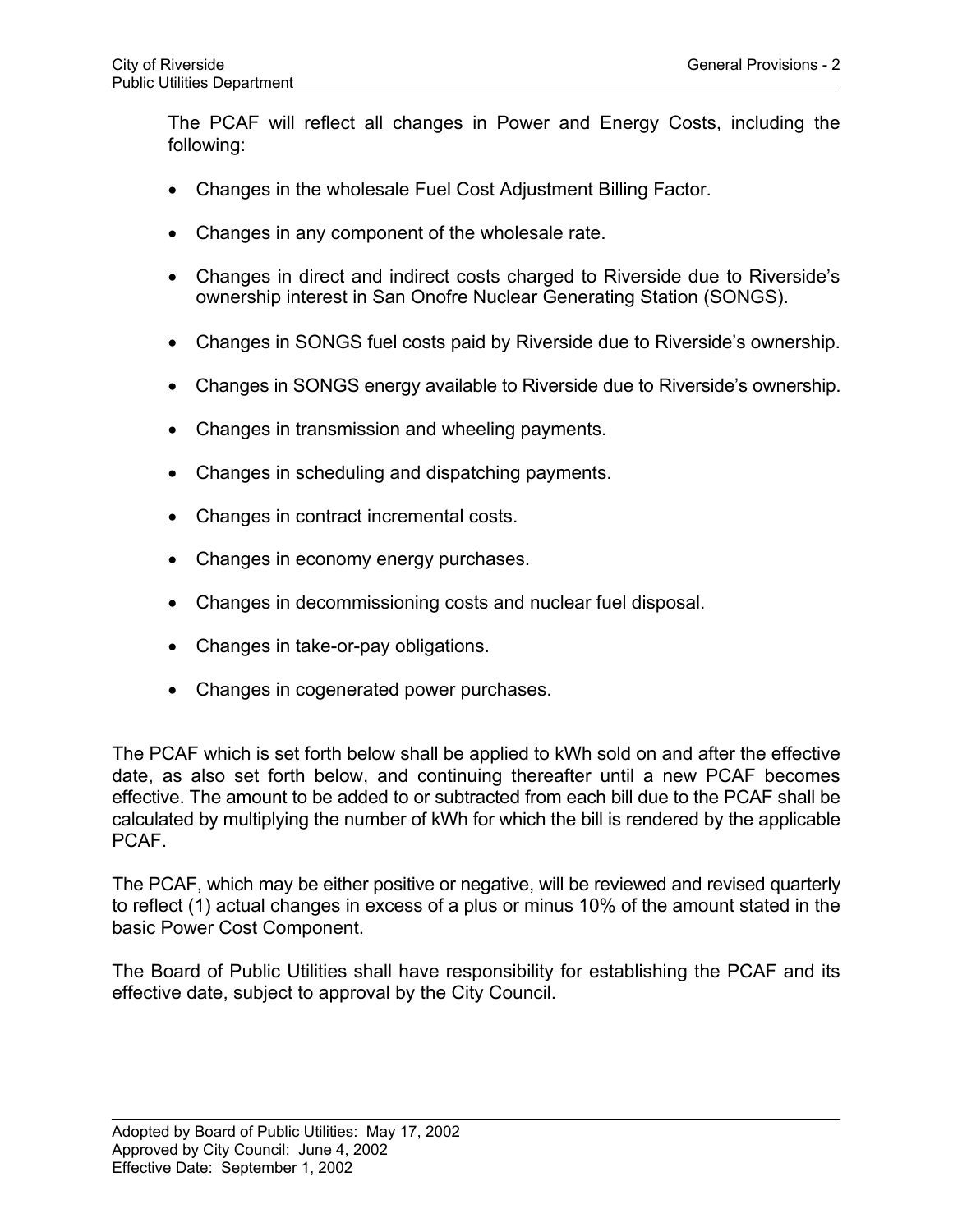The PCAF will reflect all changes in Power and Energy Costs, including the following:

- Changes in the wholesale Fuel Cost Adjustment Billing Factor.
- Changes in any component of the wholesale rate.
- Changes in direct and indirect costs charged to Riverside due to Riverside's ownership interest in San Onofre Nuclear Generating Station (SONGS).
- Changes in SONGS fuel costs paid by Riverside due to Riverside's ownership.
- Changes in SONGS energy available to Riverside due to Riverside's ownership.
- Changes in transmission and wheeling payments.
- Changes in scheduling and dispatching payments.
- Changes in contract incremental costs.
- Changes in economy energy purchases.
- Changes in decommissioning costs and nuclear fuel disposal.
- Changes in take-or-pay obligations.
- Changes in cogenerated power purchases.

The PCAF which is set forth below shall be applied to kWh sold on and after the effective date, as also set forth below, and continuing thereafter until a new PCAF becomes effective. The amount to be added to or subtracted from each bill due to the PCAF shall be calculated by multiplying the number of kWh for which the bill is rendered by the applicable PCAF.

The PCAF, which may be either positive or negative, will be reviewed and revised quarterly to reflect (1) actual changes in excess of a plus or minus 10% of the amount stated in the basic Power Cost Component.

The Board of Public Utilities shall have responsibility for establishing the PCAF and its effective date, subject to approval by the City Council.

Adopted by Board of Public Utilities: May 17, 2002
Approved by City Council: June 4, 2002
Effective Date: September 1, 2002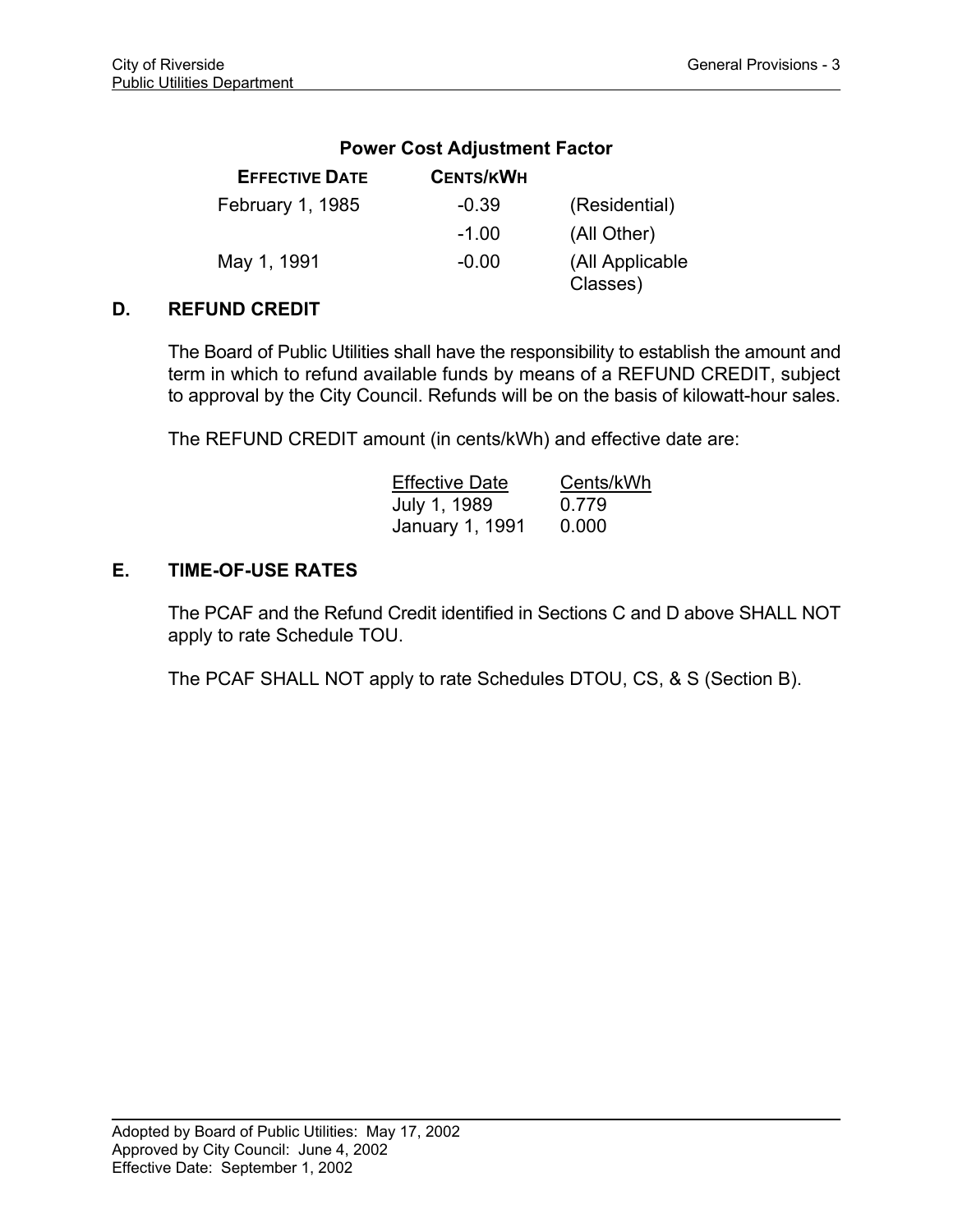**Power Cost Adjustment Factor**

| EFFECTIVE DATE | CENTS/KWH | |
|---|---|---|
| February 1, 1985 | -0.39 | (Residential) |
| | -1.00 | (All Other) |
| May 1, 1991 | -0.00 | (All Applicable Classes) |

## D. REFUND CREDIT

The Board of Public Utilities shall have the responsibility to establish the amount and term in which to refund available funds by means of a REFUND CREDIT, subject to approval by the City Council. Refunds will be on the basis of kilowatt-hour sales.

The REFUND CREDIT amount (in cents/kWh) and effective date are:

| Effective Date | Cents/kWh |
|---|---|
| July 1, 1989 | 0.779 |
| January 1, 1991 | 0.000 |

## E. TIME-OF-USE RATES

The PCAF and the Refund Credit identified in Sections C and D above SHALL NOT apply to rate Schedule TOU.

The PCAF SHALL NOT apply to rate Schedules DTOU, CS, & S (Section B).

Adopted by Board of Public Utilities: May 17, 2002
Approved by City Council: June 4, 2002
Effective Date: September 1, 2002